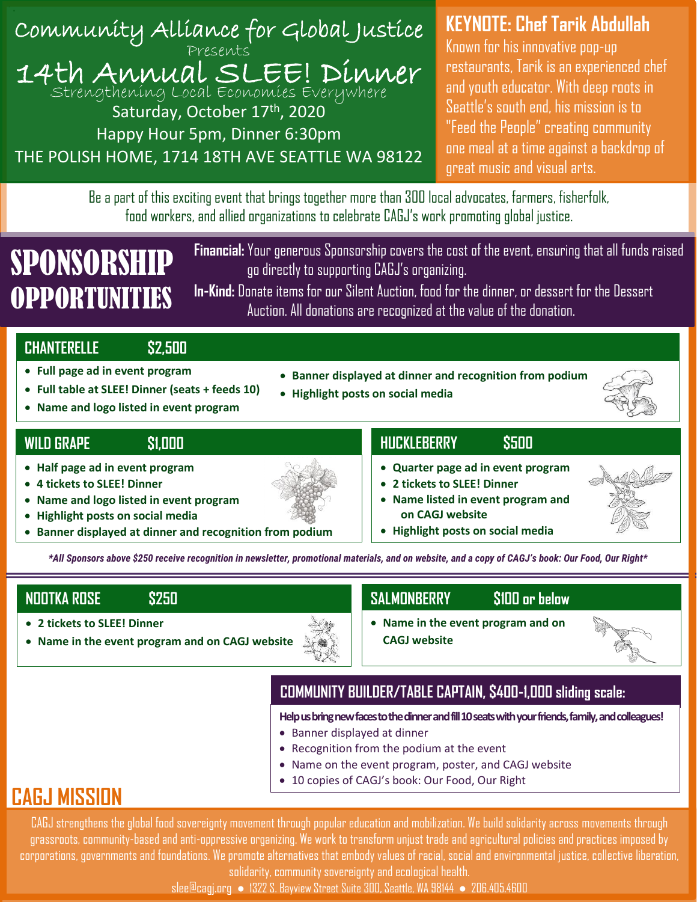# Community Alliance for Global Justice

Presents

# 14th Annual SLEE! Dinner

Strengthening Local Economies Everywhere

Saturday, October 17th, 2020

Happy Hour 5pm, Dinner 6:30pm

THE POLISH HOME, 1714 18TH AVE SEATTLE WA 98122

## KEYNOTE: Chef Tarik Abdullah

Known for his innovative pop-up restaurants, Tarik is an experienced chef and youth educator. With deep roots in Seattle's south end, his mission is to "Feed the People" creating community one meal at a time against a backdrop of great music and visual arts.

Be a part of this exciting event that brings together more than 300 local advocates, farmers, fisherfolk, food workers, and allied organizations to celebrate CAGJ's work promoting global justice.

# SPONSORSHIP OPPORTUNITIES

**Financial:** Your generous Sponsorship covers the cost of the event, ensuring that all funds raised go directly to supporting CAGJ's organizing.

**In-Kind:** Donate items for our Silent Auction, food for the dinner, or dessert for the Dessert Auction. All donations are recognized at the value of the donation.

### CHANTERELLE $2,500

- **Full page ad in event program**
- **Full table at SLEE! Dinner (seats + feeds 10)**
- **Name and logo listed in event program**
- **Banner displayed at dinner and recognition from podium**
- **Highlight posts on social media**

### WILD GRAPE $1,000

- **Half page ad in event program**
- **4 tickets to SLEE! Dinner**
- **Name and logo listed in event program**
- **Highlight posts on social media**
- **Banner displayed at dinner and recognition from podium**

### HUCKLEBERRY $500

- **Quarter page ad in event program**
- **2 tickets to SLEE! Dinner**
- **Name listed in event program and on CAGJ website**
- **Highlight posts on social media**

***All Sponsors above $250 receive recognition in newsletter, promotional materials, and on website, and a copy of CAGJ's book: Our Food, Our Right***

### NOOTKA ROSE $250

- **2 tickets to SLEE! Dinner**
- **Name in the event program and on CAGJ website**

### SALMONBERRY $100 or below

- **Name in the event program and on CAGJ website**

### COMMUNITY BUILDER/TABLE CAPTAIN, $400-1,000 sliding scale:

**Help us bring new faces to the dinner and fill 10 seats with your friends, family, and colleagues!**

- Banner displayed at dinner
- Recognition from the podium at the event
- Name on the event program, poster, and CAGJ website
- 10 copies of CAGJ's book: Our Food, Our Right

## CAGJ MISSION

CAGJ strengthens the global food sovereignty movement through popular education and mobilization. We build solidarity across movements through grassroots, community-based and anti-oppressive organizing. We work to transform unjust trade and agricultural policies and practices imposed by corporations, governments and foundations. We promote alternatives that embody values of racial, social and environmental justice, collective liberation, solidarity, community sovereignty and ecological health.

slee@cagj.org ● 1322 S. Bayview Street Suite 300, Seattle, WA 98144 ● 206.405.4600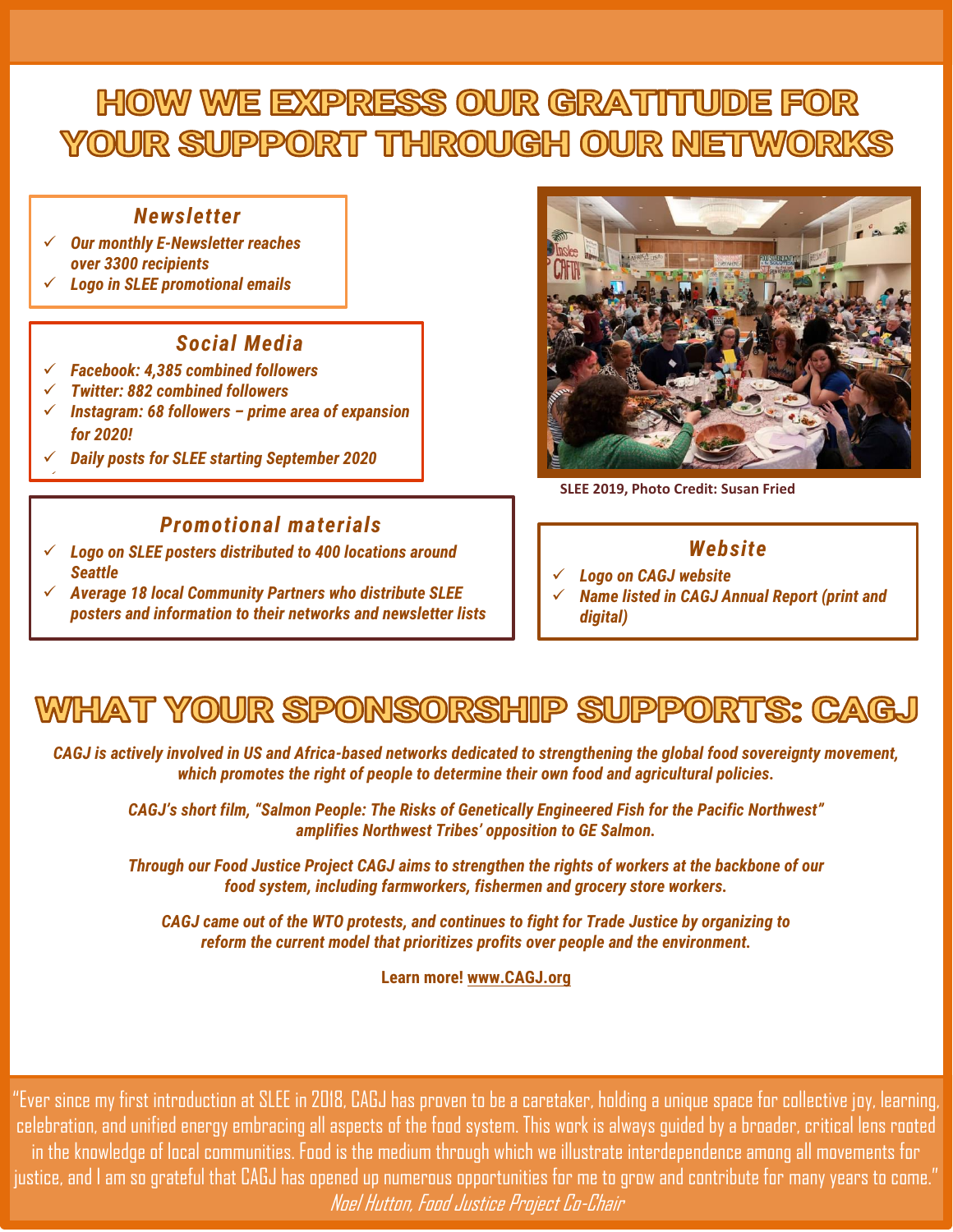# HOW WE EXPRESS OUR GRATITUDE FOR YOUR SUPPORT THROUGH OUR NETWORKS

### *Newsletter*

- ✓ *Our monthly E-Newsletter reaches over 3300 recipients*
- ✓ *Logo in SLEE promotional emails*

### *Social Media*

- ✓ *Facebook: 4,385 combined followers*
- ✓ *Twitter: 882 combined followers*
- ✓ *Instagram: 68 followers – prime area of expansion for 2020!*
- ✓ *Daily posts for SLEE starting September 2020*

### *Promotional materials*

- ✓ *Logo on SLEE posters distributed to 400 locations around Seattle*
- ✓ *Average 18 local Community Partners who distribute SLEE posters and information to their networks and newsletter lists*

**SLEE 2019, Photo Credit: Susan Fried**

### *Website*

- ✓ *Logo on CAGJ website*
- ✓ *Name listed in CAGJ Annual Report (print and digital)*

# WHAT YOUR SPONSORSHIP SUPPORTS: CAGJ

***CAGJ is actively involved in US and Africa-based networks dedicated to strengthening the global food sovereignty movement, which promotes the right of people to determine their own food and agricultural policies.***

***CAGJ's short film, "Salmon People: The Risks of Genetically Engineered Fish for the Pacific Northwest" amplifies Northwest Tribes' opposition to GE Salmon.***

***Through our Food Justice Project CAGJ aims to strengthen the rights of workers at the backbone of our food system, including farmworkers, fishermen and grocery store workers.***

***CAGJ came out of the WTO protests, and continues to fight for Trade Justice by organizing to reform the current model that prioritizes profits over people and the environment.***

**Learn more! www.CAGJ.org**

"Ever since my first introduction at SLEE in 2018, CAGJ has proven to be a caretaker, holding a unique space for collective joy, learning, celebration, and unified energy embracing all aspects of the food system. This work is always guided by a broader, critical lens rooted in the knowledge of local communities. Food is the medium through which we illustrate interdependence among all movements for justice, and I am so grateful that CAGJ has opened up numerous opportunities for me to grow and contribute for many years to come."

*Noel Hutton, Food Justice Project Co-Chair*